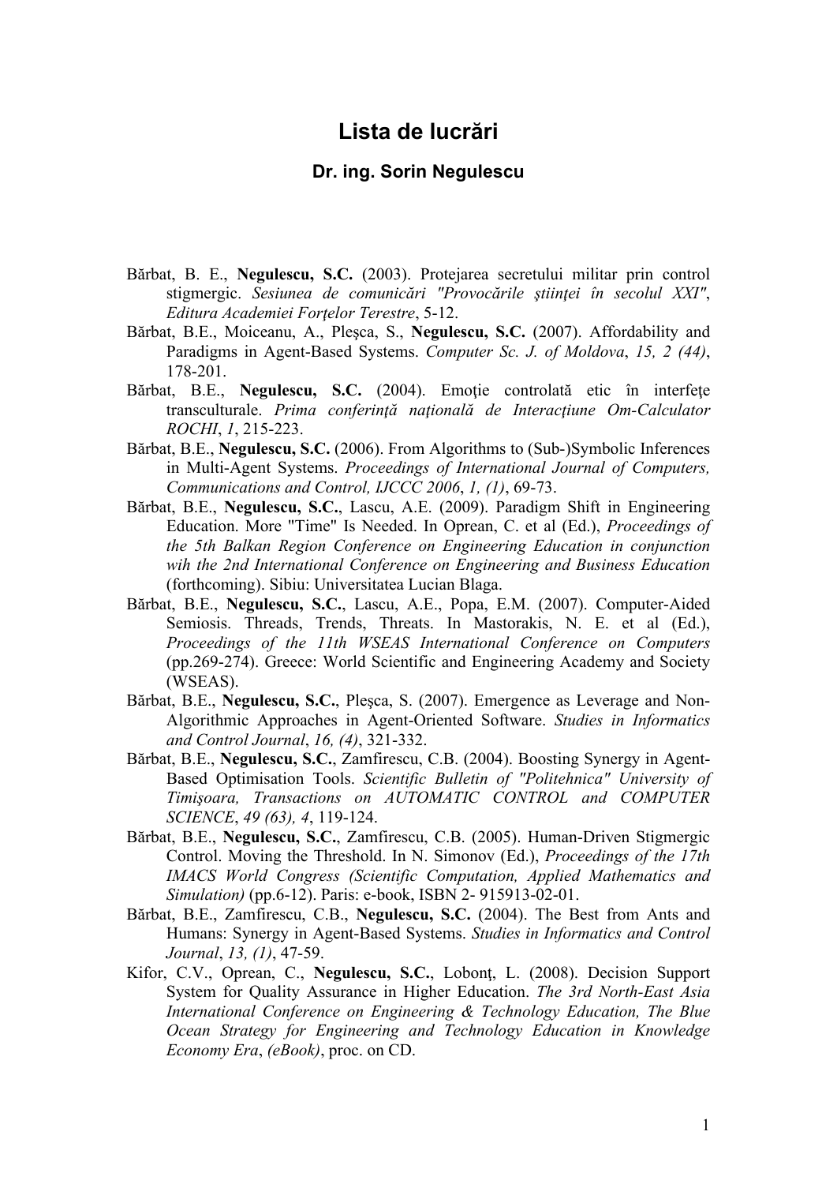# Lista de lucrări

## Dr. ing. Sorin Negulescu

Bărbat, B. E., **Negulescu, S.C.** (2003). Protejarea secretului militar prin control stigmergic. *Sesiunea de comunicări "Provocările ştiinţei în secolul XXI", Editura Academiei Forţelor Terestre*, 5-12.

Bărbat, B.E., Moiceanu, A., Pleşca, S., **Negulescu, S.C.** (2007). Affordability and Paradigms in Agent-Based Systems. *Computer Sc. J. of Moldova*, *15, 2 (44)*, 178-201.

Bărbat, B.E., **Negulescu, S.C.** (2004). Emoţie controlată etic în interfeţe transculturale. *Prima conferinţă naţională de Interacţiune Om-Calculator ROCHI*, *1*, 215-223.

Bărbat, B.E., **Negulescu, S.C.** (2006). From Algorithms to (Sub-)Symbolic Inferences in Multi-Agent Systems. *Proceedings of International Journal of Computers, Communications and Control, IJCCC 2006*, *1, (1)*, 69-73.

Bărbat, B.E., **Negulescu, S.C.**, Lascu, A.E. (2009). Paradigm Shift in Engineering Education. More "Time" Is Needed. In Oprean, C. et al (Ed.), *Proceedings of the 5th Balkan Region Conference on Engineering Education in conjunction wih the 2nd International Conference on Engineering and Business Education* (forthcoming). Sibiu: Universitatea Lucian Blaga.

Bărbat, B.E., **Negulescu, S.C.**, Lascu, A.E., Popa, E.M. (2007). Computer-Aided Semiosis. Threads, Trends, Threats. In Mastorakis, N. E. et al (Ed.), *Proceedings of the 11th WSEAS International Conference on Computers* (pp.269-274). Greece: World Scientific and Engineering Academy and Society (WSEAS).

Bărbat, B.E., **Negulescu, S.C.**, Pleşca, S. (2007). Emergence as Leverage and Non-Algorithmic Approaches in Agent-Oriented Software. *Studies in Informatics and Control Journal*, *16, (4)*, 321-332.

Bărbat, B.E., **Negulescu, S.C.**, Zamfirescu, C.B. (2004). Boosting Synergy in Agent-Based Optimisation Tools. *Scientific Bulletin of "Politehnica" University of Timişoara, Transactions on AUTOMATIC CONTROL and COMPUTER SCIENCE*, *49 (63), 4*, 119-124.

Bărbat, B.E., **Negulescu, S.C.**, Zamfirescu, C.B. (2005). Human-Driven Stigmergic Control. Moving the Threshold. In N. Simonov (Ed.), *Proceedings of the 17th IMACS World Congress (Scientific Computation, Applied Mathematics and Simulation)* (pp.6-12). Paris: e-book, ISBN 2- 915913-02-01.

Bărbat, B.E., Zamfirescu, C.B., **Negulescu, S.C.** (2004). The Best from Ants and Humans: Synergy in Agent-Based Systems. *Studies in Informatics and Control Journal*, *13, (1)*, 47-59.

Kifor, C.V., Oprean, C., **Negulescu, S.C.**, Lobonţ, L. (2008). Decision Support System for Quality Assurance in Higher Education. *The 3rd North-East Asia International Conference on Engineering & Technology Education, The Blue Ocean Strategy for Engineering and Technology Education in Knowledge Economy Era*, *(eBook)*, proc. on CD.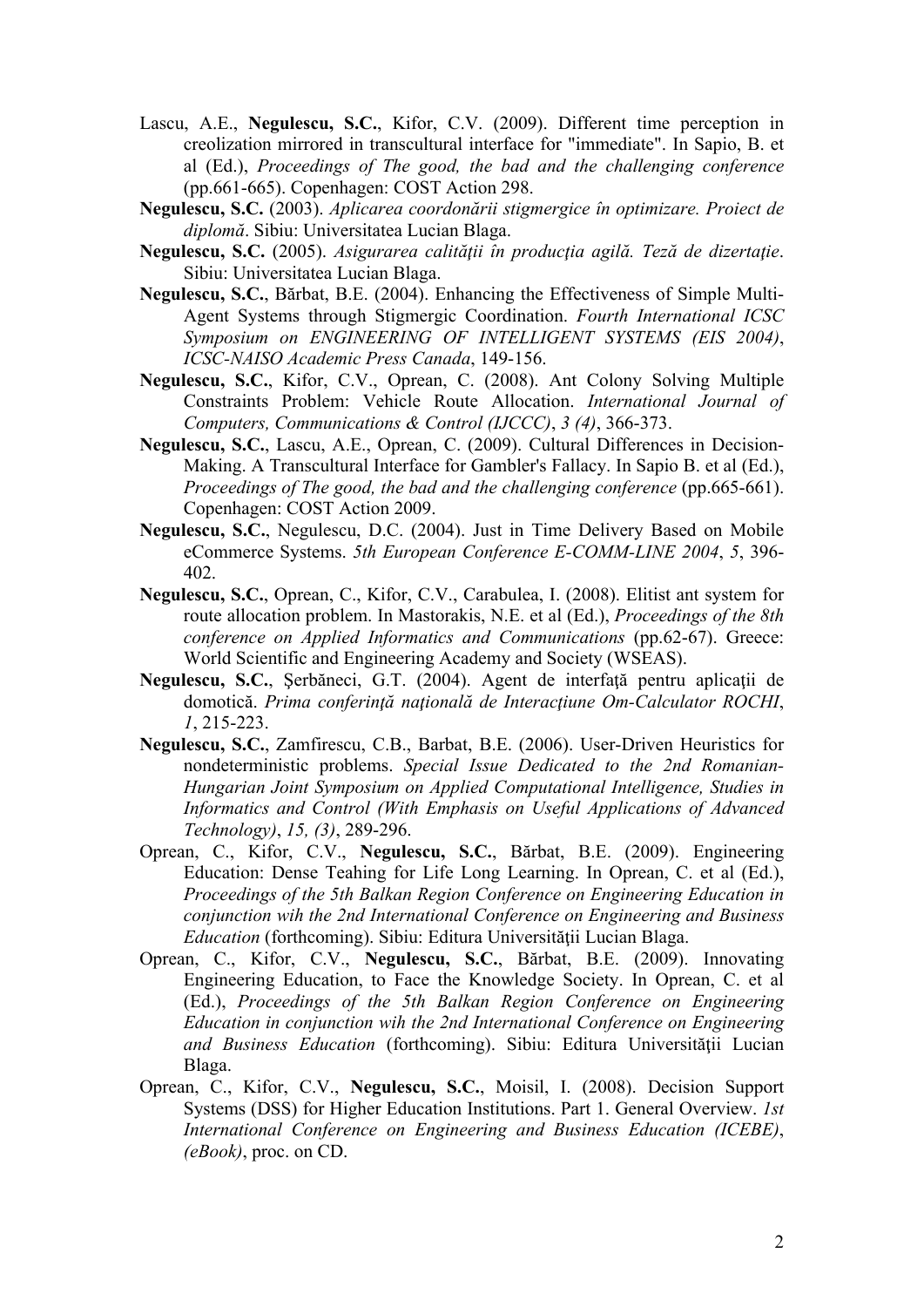Lascu, A.E., **Negulescu, S.C.**, Kifor, C.V. (2009). Different time perception in creolization mirrored in transcultural interface for "immediate". In Sapio, B. et al (Ed.), *Proceedings of The good, the bad and the challenging conference* (pp.661-665). Copenhagen: COST Action 298.

**Negulescu, S.C.** (2003). *Aplicarea coordonării stigmergice în optimizare. Proiect de diplomă*. Sibiu: Universitatea Lucian Blaga.

**Negulescu, S.C.** (2005). *Asigurarea calităţii în producţia agilă. Teză de dizertaţie*. Sibiu: Universitatea Lucian Blaga.

**Negulescu, S.C.**, Bărbat, B.E. (2004). Enhancing the Effectiveness of Simple Multi-Agent Systems through Stigmergic Coordination. *Fourth International ICSC Symposium on ENGINEERING OF INTELLIGENT SYSTEMS (EIS 2004)*, *ICSC-NAISO Academic Press Canada*, 149-156.

**Negulescu, S.C.**, Kifor, C.V., Oprean, C. (2008). Ant Colony Solving Multiple Constraints Problem: Vehicle Route Allocation. *International Journal of Computers, Communications & Control (IJCCC)*, *3 (4)*, 366-373.

**Negulescu, S.C.**, Lascu, A.E., Oprean, C. (2009). Cultural Differences in Decision-Making. A Transcultural Interface for Gambler's Fallacy. In Sapio B. et al (Ed.), *Proceedings of The good, the bad and the challenging conference* (pp.665-661). Copenhagen: COST Action 2009.

**Negulescu, S.C.**, Negulescu, D.C. (2004). Just in Time Delivery Based on Mobile eCommerce Systems. *5th European Conference E-COMM-LINE 2004*, *5*, 396-402.

**Negulescu, S.C.**, Oprean, C., Kifor, C.V., Carabulea, I. (2008). Elitist ant system for route allocation problem. In Mastorakis, N.E. et al (Ed.), *Proceedings of the 8th conference on Applied Informatics and Communications* (pp.62-67). Greece: World Scientific and Engineering Academy and Society (WSEAS).

**Negulescu, S.C.**, Şerbăneci, G.T. (2004). Agent de interfaţă pentru aplicaţii de domotică. *Prima conferinţă naţională de Interacţiune Om-Calculator ROCHI*, *1*, 215-223.

**Negulescu, S.C.**, Zamfirescu, C.B., Barbat, B.E. (2006). User-Driven Heuristics for nondeterministic problems. *Special Issue Dedicated to the 2nd Romanian-Hungarian Joint Symposium on Applied Computational Intelligence, Studies in Informatics and Control (With Emphasis on Useful Applications of Advanced Technology)*, *15, (3)*, 289-296.

Oprean, C., Kifor, C.V., **Negulescu, S.C.**, Bărbat, B.E. (2009). Engineering Education: Dense Teahing for Life Long Learning. In Oprean, C. et al (Ed.), *Proceedings of the 5th Balkan Region Conference on Engineering Education in conjunction wih the 2nd International Conference on Engineering and Business Education* (forthcoming). Sibiu: Editura Universităţii Lucian Blaga.

Oprean, C., Kifor, C.V., **Negulescu, S.C.**, Bărbat, B.E. (2009). Innovating Engineering Education, to Face the Knowledge Society. In Oprean, C. et al (Ed.), *Proceedings of the 5th Balkan Region Conference on Engineering Education in conjunction wih the 2nd International Conference on Engineering and Business Education* (forthcoming). Sibiu: Editura Universităţii Lucian Blaga.

Oprean, C., Kifor, C.V., **Negulescu, S.C.**, Moisil, I. (2008). Decision Support Systems (DSS) for Higher Education Institutions. Part 1. General Overview. *1st International Conference on Engineering and Business Education (ICEBE)*, *(eBook)*, proc. on CD.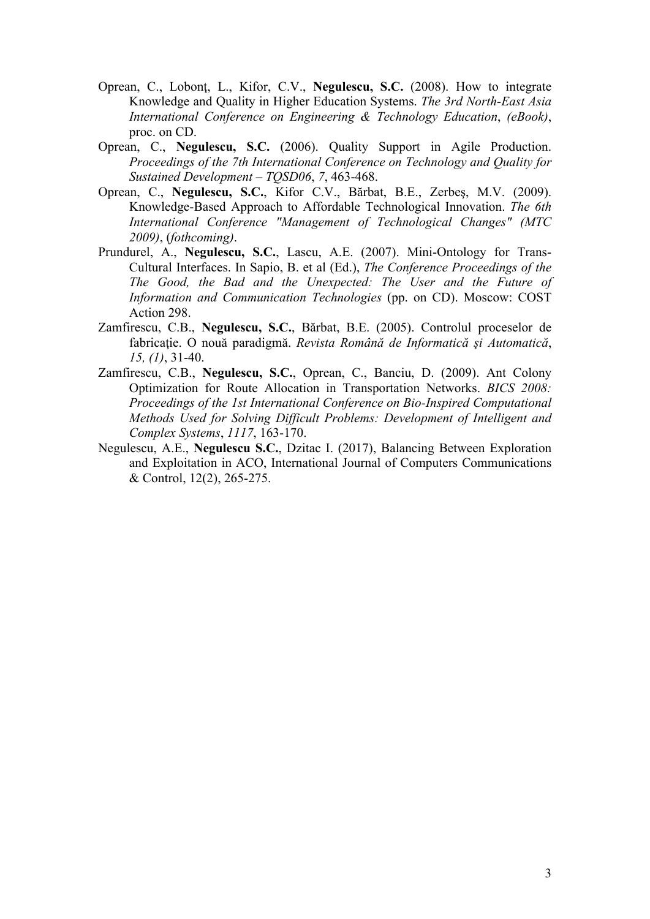Oprean, C., Lobonţ, L., Kifor, C.V., **Negulescu, S.C.** (2008). How to integrate Knowledge and Quality in Higher Education Systems. *The 3rd North-East Asia International Conference on Engineering & Technology Education*, *(eBook)*, proc. on CD.

Oprean, C., **Negulescu, S.C.** (2006). Quality Support in Agile Production. *Proceedings of the 7th International Conference on Technology and Quality for Sustained Development – TQSD06*, *7*, 463-468.

Oprean, C., **Negulescu, S.C.**, Kifor C.V., Bărbat, B.E., Zerbeş, M.V. (2009). Knowledge-Based Approach to Affordable Technological Innovation. *The 6th International Conference "Management of Technological Changes" (MTC 2009)*, (*fothcoming)*.

Prundurel, A., **Negulescu, S.C.**, Lascu, A.E. (2007). Mini-Ontology for Trans-Cultural Interfaces. In Sapio, B. et al (Ed.), *The Conference Proceedings of the The Good, the Bad and the Unexpected: The User and the Future of Information and Communication Technologies* (pp. on CD). Moscow: COST Action 298.

Zamfirescu, C.B., **Negulescu, S.C.**, Bărbat, B.E. (2005). Controlul proceselor de fabricaţie. O nouă paradigmă. *Revista Română de Informatică şi Automatică*, *15, (1)*, 31-40.

Zamfirescu, C.B., **Negulescu, S.C.**, Oprean, C., Banciu, D. (2009). Ant Colony Optimization for Route Allocation in Transportation Networks. *BICS 2008: Proceedings of the 1st International Conference on Bio-Inspired Computational Methods Used for Solving Difficult Problems: Development of Intelligent and Complex Systems*, *1117*, 163-170.

Negulescu, A.E., **Negulescu S.C.**, Dzitac I. (2017), Balancing Between Exploration and Exploitation in ACO, International Journal of Computers Communications & Control, 12(2), 265-275.